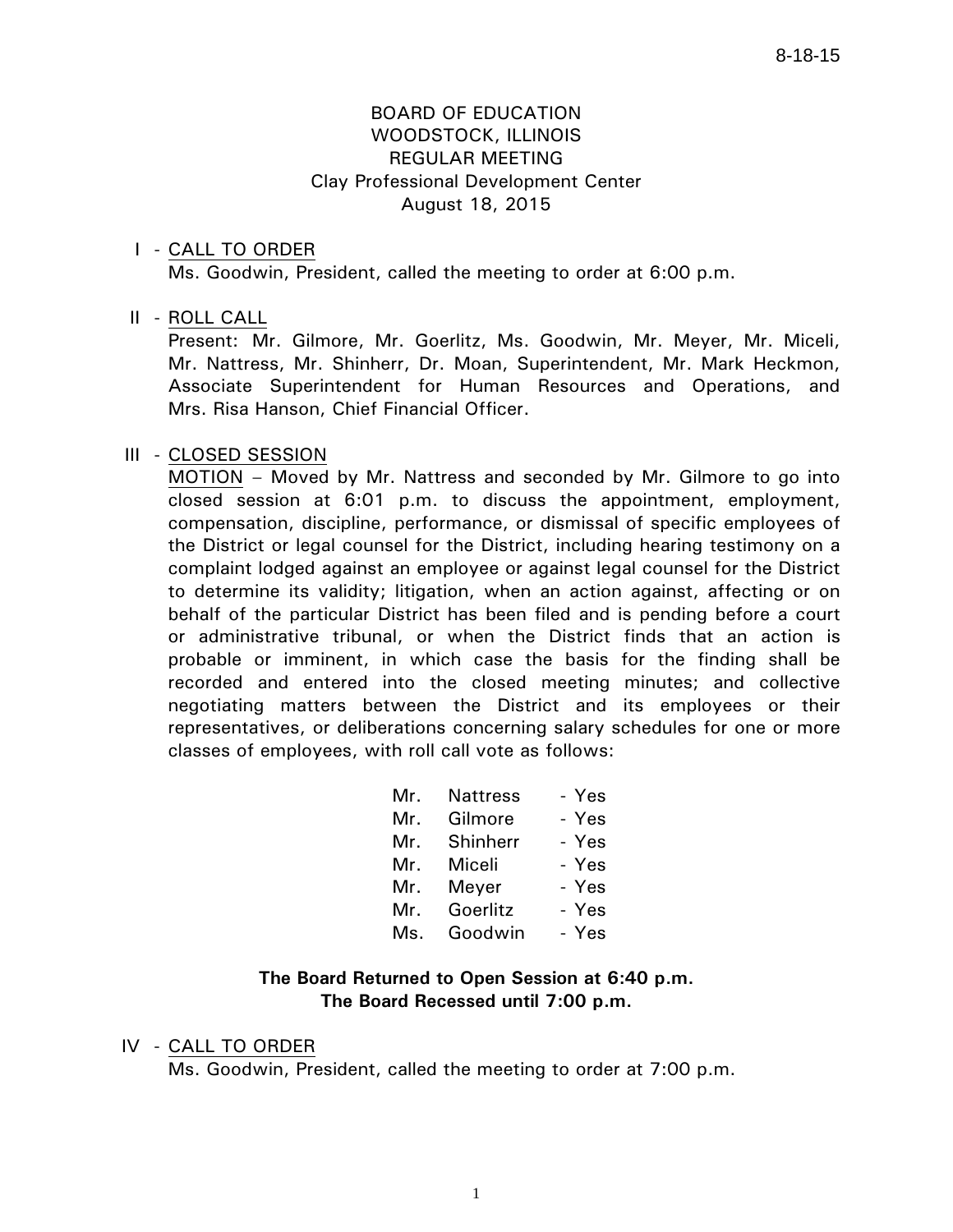BOARD OF EDUCATION
WOODSTOCK, ILLINOIS
REGULAR MEETING
Clay Professional Development Center
August 18, 2015

I - CALL TO ORDER

Ms. Goodwin, President, called the meeting to order at 6:00 p.m.

II - ROLL CALL

Present: Mr. Gilmore, Mr. Goerlitz, Ms. Goodwin, Mr. Meyer, Mr. Miceli, Mr. Nattress, Mr. Shinherr, Dr. Moan, Superintendent, Mr. Mark Heckmon, Associate Superintendent for Human Resources and Operations, and Mrs. Risa Hanson, Chief Financial Officer.

III - CLOSED SESSION

MOTION – Moved by Mr. Nattress and seconded by Mr. Gilmore to go into closed session at 6:01 p.m. to discuss the appointment, employment, compensation, discipline, performance, or dismissal of specific employees of the District or legal counsel for the District, including hearing testimony on a complaint lodged against an employee or against legal counsel for the District to determine its validity; litigation, when an action against, affecting or on behalf of the particular District has been filed and is pending before a court or administrative tribunal, or when the District finds that an action is probable or imminent, in which case the basis for the finding shall be recorded and entered into the closed meeting minutes; and collective negotiating matters between the District and its employees or their representatives, or deliberations concerning salary schedules for one or more classes of employees, with roll call vote as follows:

| | | |
|---|---|---|
| Mr. | Nattress | - Yes |
| Mr. | Gilmore | - Yes |
| Mr. | Shinherr | - Yes |
| Mr. | Miceli | - Yes |
| Mr. | Meyer | - Yes |
| Mr. | Goerlitz | - Yes |
| Ms. | Goodwin | - Yes |

**The Board Returned to Open Session at 6:40 p.m.**
**The Board Recessed until 7:00 p.m.**

IV - CALL TO ORDER

Ms. Goodwin, President, called the meeting to order at 7:00 p.m.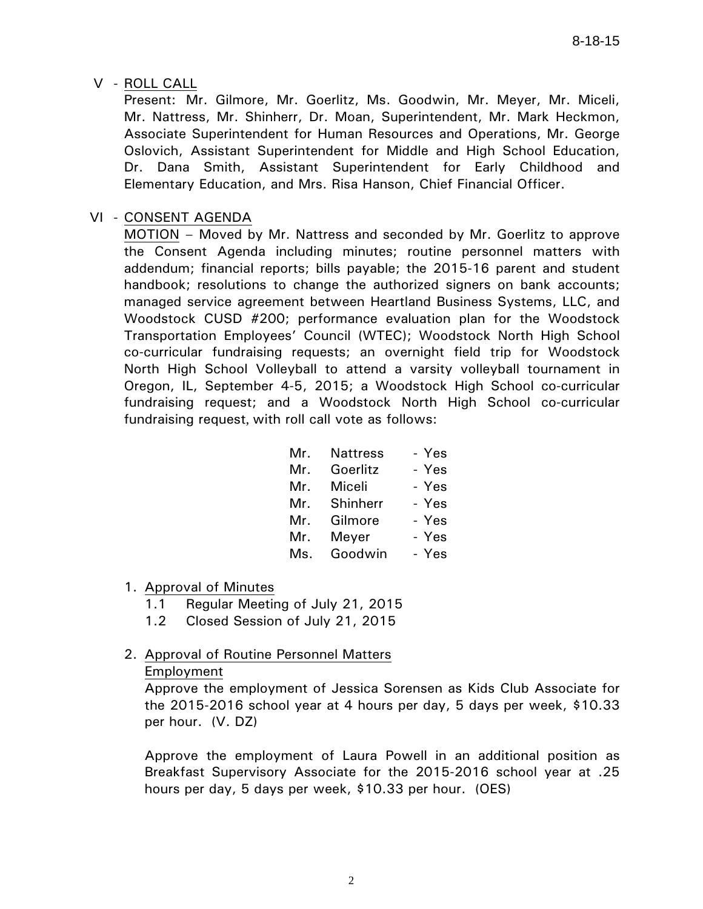## V - ROLL CALL

Present: Mr. Gilmore, Mr. Goerlitz, Ms. Goodwin, Mr. Meyer, Mr. Miceli, Mr. Nattress, Mr. Shinherr, Dr. Moan, Superintendent, Mr. Mark Heckmon, Associate Superintendent for Human Resources and Operations, Mr. George Oslovich, Assistant Superintendent for Middle and High School Education, Dr. Dana Smith, Assistant Superintendent for Early Childhood and Elementary Education, and Mrs. Risa Hanson, Chief Financial Officer.

## VI - CONSENT AGENDA

MOTION – Moved by Mr. Nattress and seconded by Mr. Goerlitz to approve the Consent Agenda including minutes; routine personnel matters with addendum; financial reports; bills payable; the 2015-16 parent and student handbook; resolutions to change the authorized signers on bank accounts; managed service agreement between Heartland Business Systems, LLC, and Woodstock CUSD #200; performance evaluation plan for the Woodstock Transportation Employees' Council (WTEC); Woodstock North High School co-curricular fundraising requests; an overnight field trip for Woodstock North High School Volleyball to attend a varsity volleyball tournament in Oregon, IL, September 4-5, 2015; a Woodstock High School co-curricular fundraising request; and a Woodstock North High School co-curricular fundraising request, with roll call vote as follows:

| | | |
|---|---|---|
| Mr. | Nattress | - Yes |
| Mr. | Goerlitz | - Yes |
| Mr. | Miceli | - Yes |
| Mr. | Shinherr | - Yes |
| Mr. | Gilmore | - Yes |
| Mr. | Meyer | - Yes |
| Ms. | Goodwin | - Yes |

1. Approval of Minutes
   - 1.1 Regular Meeting of July 21, 2015
   - 1.2 Closed Session of July 21, 2015

2. Approval of Routine Personnel Matters

   Employment

   Approve the employment of Jessica Sorensen as Kids Club Associate for the 2015-2016 school year at 4 hours per day, 5 days per week, $10.33 per hour. (V. DZ)

   Approve the employment of Laura Powell in an additional position as Breakfast Supervisory Associate for the 2015-2016 school year at .25 hours per day, 5 days per week, $10.33 per hour. (OES)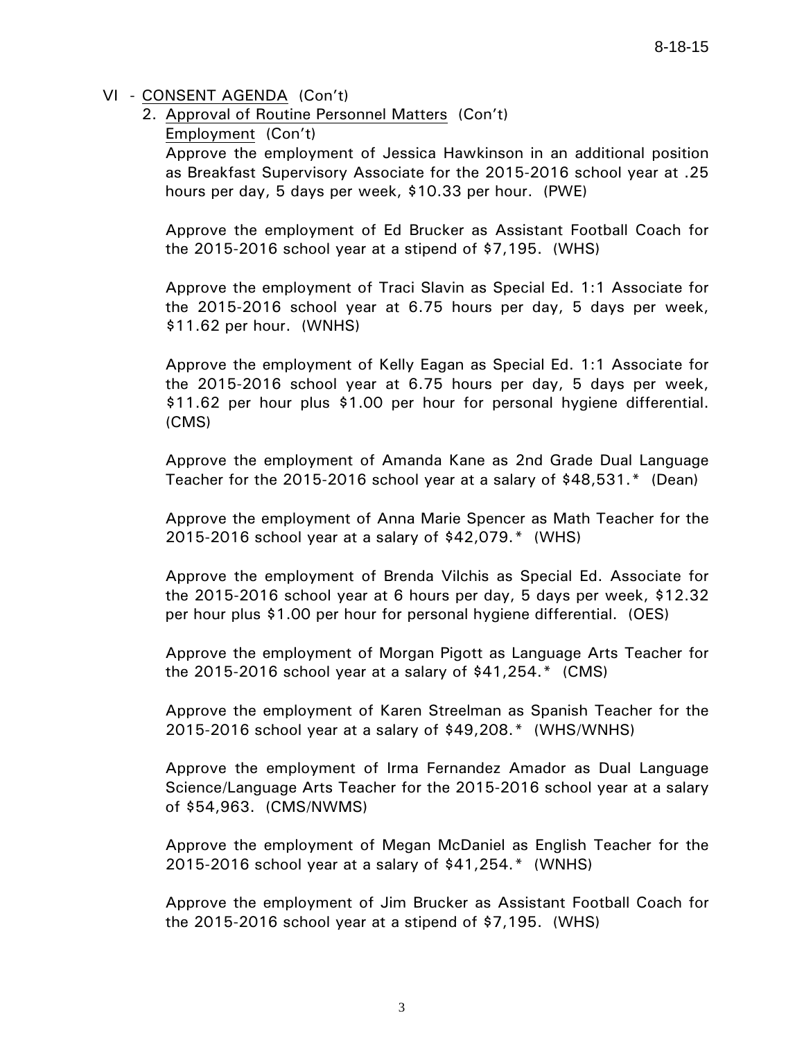VI - CONSENT AGENDA (Con't)

2. Approval of Routine Personnel Matters (Con't)

Employment (Con't)

Approve the employment of Jessica Hawkinson in an additional position as Breakfast Supervisory Associate for the 2015-2016 school year at .25 hours per day, 5 days per week, $10.33 per hour. (PWE)

Approve the employment of Ed Brucker as Assistant Football Coach for the 2015-2016 school year at a stipend of $7,195. (WHS)

Approve the employment of Traci Slavin as Special Ed. 1:1 Associate for the 2015-2016 school year at 6.75 hours per day, 5 days per week, $11.62 per hour. (WNHS)

Approve the employment of Kelly Eagan as Special Ed. 1:1 Associate for the 2015-2016 school year at 6.75 hours per day, 5 days per week, $11.62 per hour plus $1.00 per hour for personal hygiene differential. (CMS)

Approve the employment of Amanda Kane as 2nd Grade Dual Language Teacher for the 2015-2016 school year at a salary of $48,531.* (Dean)

Approve the employment of Anna Marie Spencer as Math Teacher for the 2015-2016 school year at a salary of $42,079.* (WHS)

Approve the employment of Brenda Vilchis as Special Ed. Associate for the 2015-2016 school year at 6 hours per day, 5 days per week, $12.32 per hour plus $1.00 per hour for personal hygiene differential. (OES)

Approve the employment of Morgan Pigott as Language Arts Teacher for the 2015-2016 school year at a salary of $41,254.* (CMS)

Approve the employment of Karen Streelman as Spanish Teacher for the 2015-2016 school year at a salary of $49,208.* (WHS/WNHS)

Approve the employment of Irma Fernandez Amador as Dual Language Science/Language Arts Teacher for the 2015-2016 school year at a salary of $54,963. (CMS/NWMS)

Approve the employment of Megan McDaniel as English Teacher for the 2015-2016 school year at a salary of $41,254.* (WNHS)

Approve the employment of Jim Brucker as Assistant Football Coach for the 2015-2016 school year at a stipend of $7,195. (WHS)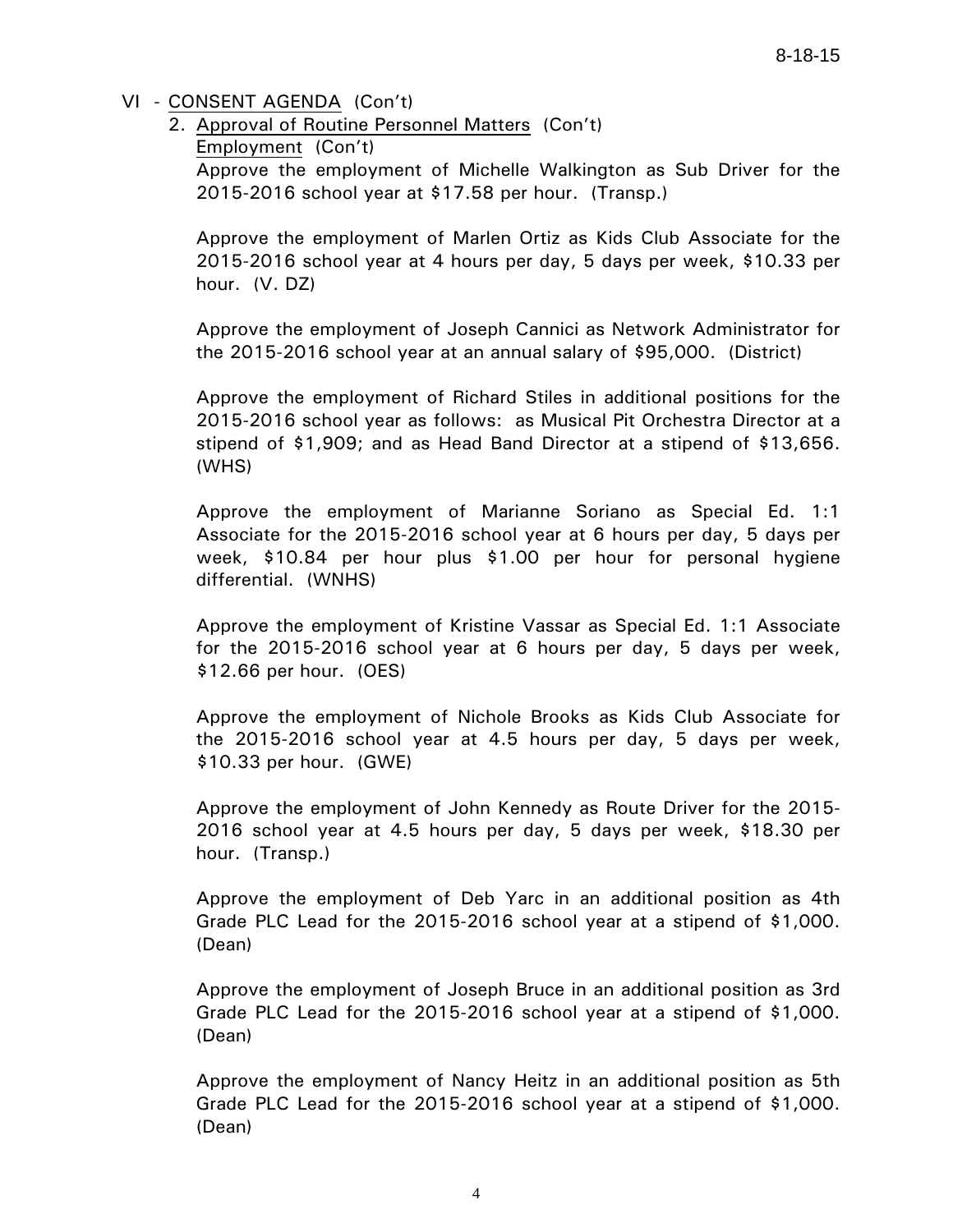VI - CONSENT AGENDA (Con't)

2. Approval of Routine Personnel Matters (Con't)

   Employment (Con't)

   Approve the employment of Michelle Walkington as Sub Driver for the 2015-2016 school year at $17.58 per hour. (Transp.)

   Approve the employment of Marlen Ortiz as Kids Club Associate for the 2015-2016 school year at 4 hours per day, 5 days per week, $10.33 per hour. (V. DZ)

   Approve the employment of Joseph Cannici as Network Administrator for the 2015-2016 school year at an annual salary of $95,000. (District)

   Approve the employment of Richard Stiles in additional positions for the 2015-2016 school year as follows: as Musical Pit Orchestra Director at a stipend of $1,909; and as Head Band Director at a stipend of $13,656. (WHS)

   Approve the employment of Marianne Soriano as Special Ed. 1:1 Associate for the 2015-2016 school year at 6 hours per day, 5 days per week, $10.84 per hour plus $1.00 per hour for personal hygiene differential. (WNHS)

   Approve the employment of Kristine Vassar as Special Ed. 1:1 Associate for the 2015-2016 school year at 6 hours per day, 5 days per week, $12.66 per hour. (OES)

   Approve the employment of Nichole Brooks as Kids Club Associate for the 2015-2016 school year at 4.5 hours per day, 5 days per week, $10.33 per hour. (GWE)

   Approve the employment of John Kennedy as Route Driver for the 2015-2016 school year at 4.5 hours per day, 5 days per week, $18.30 per hour. (Transp.)

   Approve the employment of Deb Yarc in an additional position as 4th Grade PLC Lead for the 2015-2016 school year at a stipend of $1,000. (Dean)

   Approve the employment of Joseph Bruce in an additional position as 3rd Grade PLC Lead for the 2015-2016 school year at a stipend of $1,000. (Dean)

   Approve the employment of Nancy Heitz in an additional position as 5th Grade PLC Lead for the 2015-2016 school year at a stipend of $1,000. (Dean)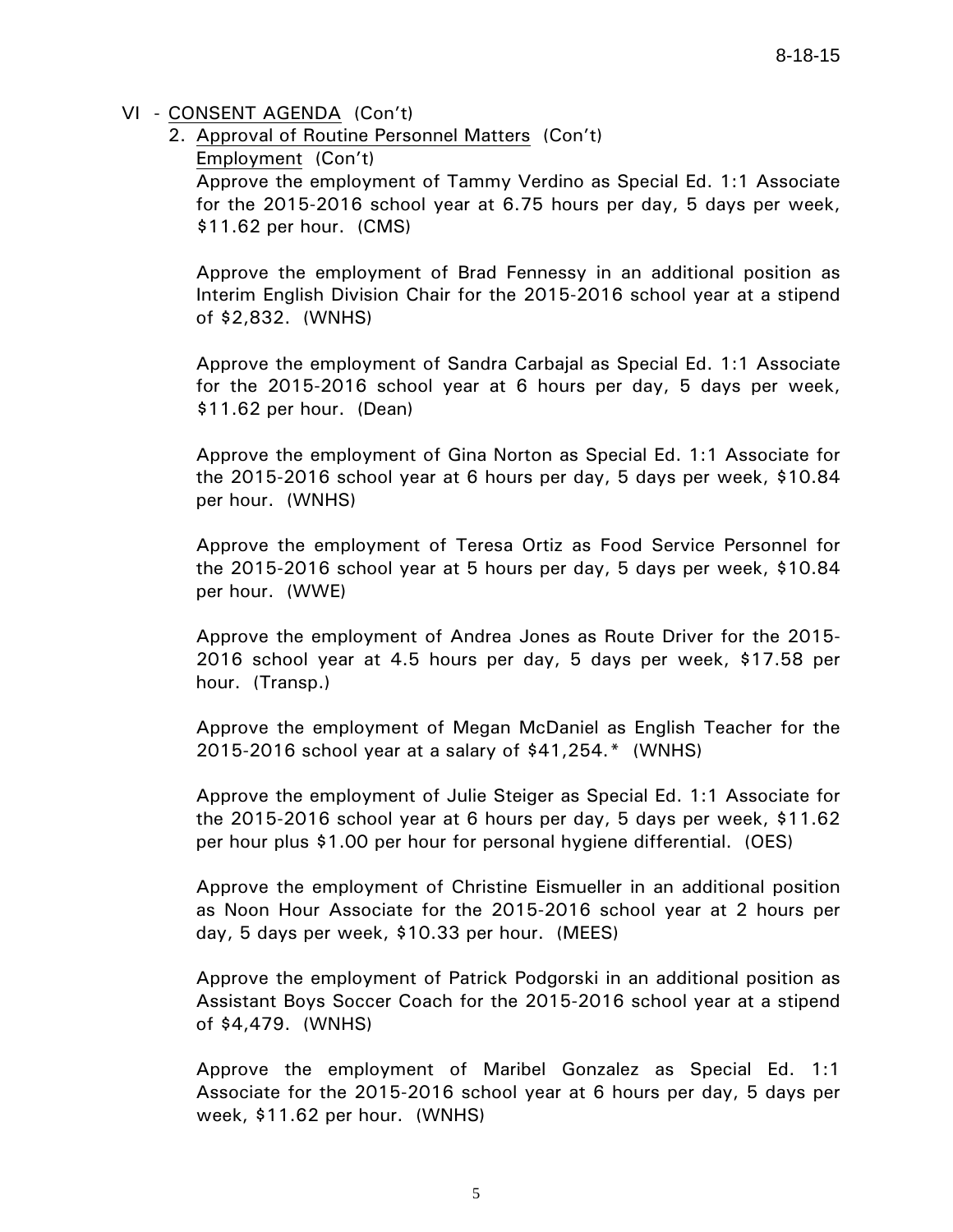VI - CONSENT AGENDA (Con't)

2. Approval of Routine Personnel Matters (Con't)

Employment (Con't)

Approve the employment of Tammy Verdino as Special Ed. 1:1 Associate for the 2015-2016 school year at 6.75 hours per day, 5 days per week, $11.62 per hour. (CMS)

Approve the employment of Brad Fennessy in an additional position as Interim English Division Chair for the 2015-2016 school year at a stipend of $2,832. (WNHS)

Approve the employment of Sandra Carbajal as Special Ed. 1:1 Associate for the 2015-2016 school year at 6 hours per day, 5 days per week, $11.62 per hour. (Dean)

Approve the employment of Gina Norton as Special Ed. 1:1 Associate for the 2015-2016 school year at 6 hours per day, 5 days per week, $10.84 per hour. (WNHS)

Approve the employment of Teresa Ortiz as Food Service Personnel for the 2015-2016 school year at 5 hours per day, 5 days per week, $10.84 per hour. (WWE)

Approve the employment of Andrea Jones as Route Driver for the 2015-2016 school year at 4.5 hours per day, 5 days per week, $17.58 per hour. (Transp.)

Approve the employment of Megan McDaniel as English Teacher for the 2015-2016 school year at a salary of $41,254.* (WNHS)

Approve the employment of Julie Steiger as Special Ed. 1:1 Associate for the 2015-2016 school year at 6 hours per day, 5 days per week, $11.62 per hour plus $1.00 per hour for personal hygiene differential. (OES)

Approve the employment of Christine Eismueller in an additional position as Noon Hour Associate for the 2015-2016 school year at 2 hours per day, 5 days per week, $10.33 per hour. (MEES)

Approve the employment of Patrick Podgorski in an additional position as Assistant Boys Soccer Coach for the 2015-2016 school year at a stipend of $4,479. (WNHS)

Approve the employment of Maribel Gonzalez as Special Ed. 1:1 Associate for the 2015-2016 school year at 6 hours per day, 5 days per week, $11.62 per hour. (WNHS)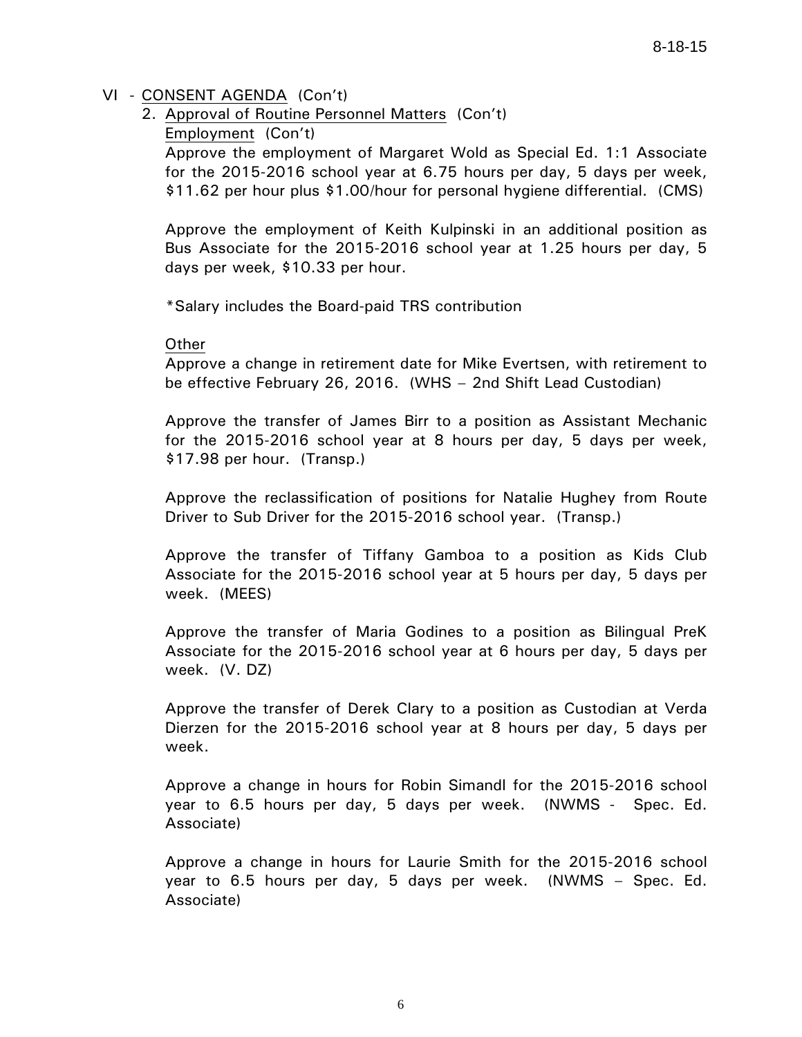VI - CONSENT AGENDA (Con't)

2. Approval of Routine Personnel Matters (Con't)

Employment (Con't)

Approve the employment of Margaret Wold as Special Ed. 1:1 Associate for the 2015-2016 school year at 6.75 hours per day, 5 days per week, $11.62 per hour plus $1.00/hour for personal hygiene differential. (CMS)

Approve the employment of Keith Kulpinski in an additional position as Bus Associate for the 2015-2016 school year at 1.25 hours per day, 5 days per week, $10.33 per hour.

*Salary includes the Board-paid TRS contribution

Other

Approve a change in retirement date for Mike Evertsen, with retirement to be effective February 26, 2016. (WHS – 2nd Shift Lead Custodian)

Approve the transfer of James Birr to a position as Assistant Mechanic for the 2015-2016 school year at 8 hours per day, 5 days per week, $17.98 per hour. (Transp.)

Approve the reclassification of positions for Natalie Hughey from Route Driver to Sub Driver for the 2015-2016 school year. (Transp.)

Approve the transfer of Tiffany Gamboa to a position as Kids Club Associate for the 2015-2016 school year at 5 hours per day, 5 days per week. (MEES)

Approve the transfer of Maria Godines to a position as Bilingual PreK Associate for the 2015-2016 school year at 6 hours per day, 5 days per week. (V. DZ)

Approve the transfer of Derek Clary to a position as Custodian at Verda Dierzen for the 2015-2016 school year at 8 hours per day, 5 days per week.

Approve a change in hours for Robin Simandl for the 2015-2016 school year to 6.5 hours per day, 5 days per week. (NWMS - Spec. Ed. Associate)

Approve a change in hours for Laurie Smith for the 2015-2016 school year to 6.5 hours per day, 5 days per week. (NWMS – Spec. Ed. Associate)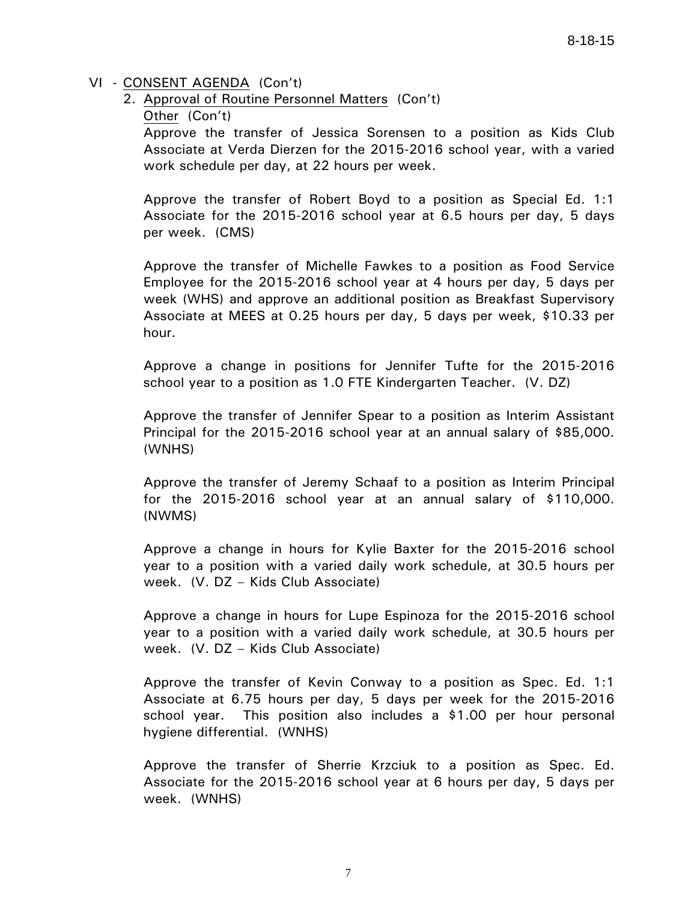VI - CONSENT AGENDA (Con't)

2. Approval of Routine Personnel Matters (Con't)

Other (Con't)

Approve the transfer of Jessica Sorensen to a position as Kids Club Associate at Verda Dierzen for the 2015-2016 school year, with a varied work schedule per day, at 22 hours per week.

Approve the transfer of Robert Boyd to a position as Special Ed. 1:1 Associate for the 2015-2016 school year at 6.5 hours per day, 5 days per week. (CMS)

Approve the transfer of Michelle Fawkes to a position as Food Service Employee for the 2015-2016 school year at 4 hours per day, 5 days per week (WHS) and approve an additional position as Breakfast Supervisory Associate at MEES at 0.25 hours per day, 5 days per week, $10.33 per hour.

Approve a change in positions for Jennifer Tufte for the 2015-2016 school year to a position as 1.0 FTE Kindergarten Teacher. (V. DZ)

Approve the transfer of Jennifer Spear to a position as Interim Assistant Principal for the 2015-2016 school year at an annual salary of $85,000. (WNHS)

Approve the transfer of Jeremy Schaaf to a position as Interim Principal for the 2015-2016 school year at an annual salary of $110,000. (NWMS)

Approve a change in hours for Kylie Baxter for the 2015-2016 school year to a position with a varied daily work schedule, at 30.5 hours per week. (V. DZ – Kids Club Associate)

Approve a change in hours for Lupe Espinoza for the 2015-2016 school year to a position with a varied daily work schedule, at 30.5 hours per week. (V. DZ – Kids Club Associate)

Approve the transfer of Kevin Conway to a position as Spec. Ed. 1:1 Associate at 6.75 hours per day, 5 days per week for the 2015-2016 school year. This position also includes a $1.00 per hour personal hygiene differential. (WNHS)

Approve the transfer of Sherrie Krzciuk to a position as Spec. Ed. Associate for the 2015-2016 school year at 6 hours per day, 5 days per week. (WNHS)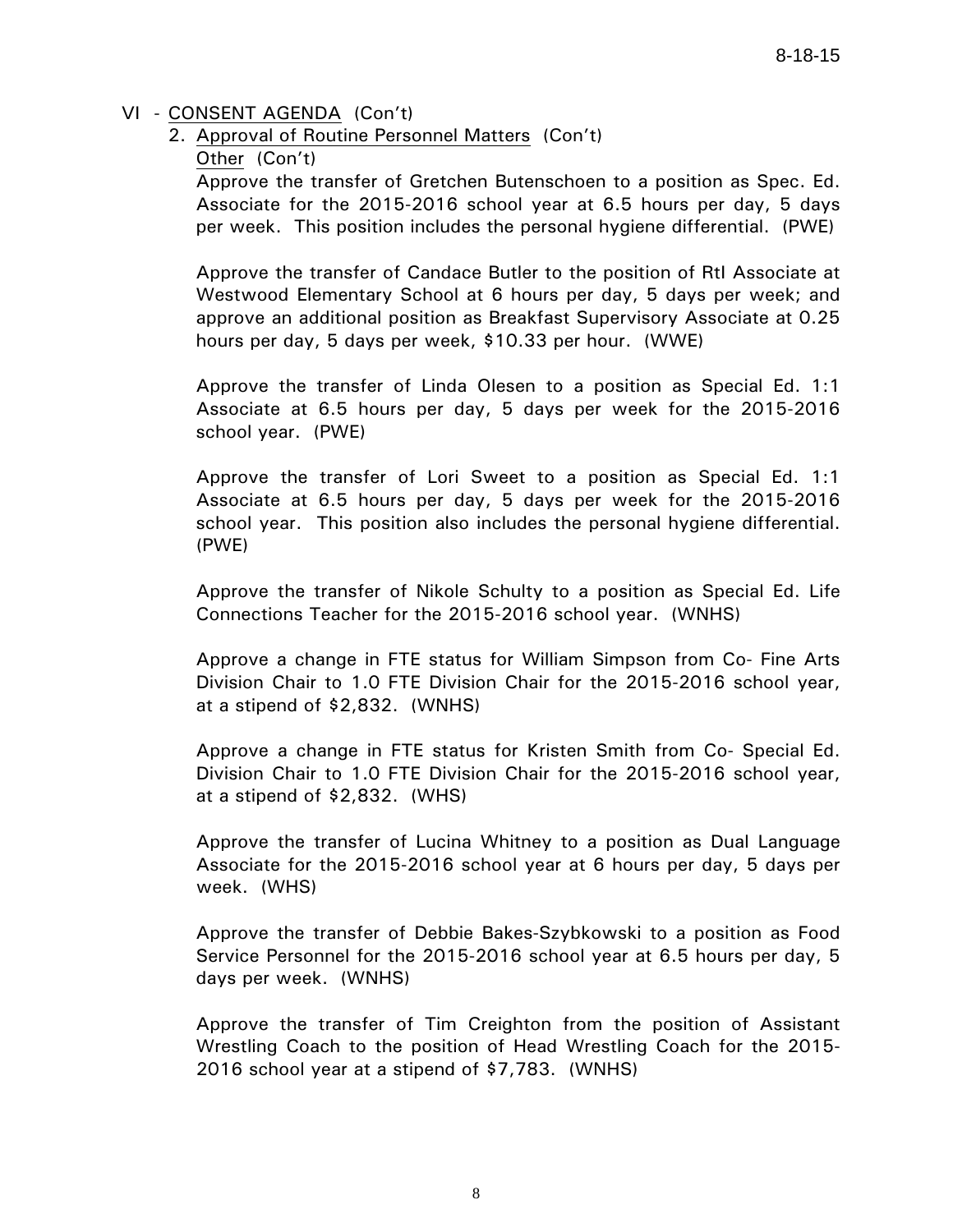VI - CONSENT AGENDA (Con't)

2. Approval of Routine Personnel Matters (Con't)

   Other (Con't)

   Approve the transfer of Gretchen Butenschoen to a position as Spec. Ed. Associate for the 2015-2016 school year at 6.5 hours per day, 5 days per week. This position includes the personal hygiene differential. (PWE)

   Approve the transfer of Candace Butler to the position of RtI Associate at Westwood Elementary School at 6 hours per day, 5 days per week; and approve an additional position as Breakfast Supervisory Associate at 0.25 hours per day, 5 days per week, $10.33 per hour. (WWE)

   Approve the transfer of Linda Olesen to a position as Special Ed. 1:1 Associate at 6.5 hours per day, 5 days per week for the 2015-2016 school year. (PWE)

   Approve the transfer of Lori Sweet to a position as Special Ed. 1:1 Associate at 6.5 hours per day, 5 days per week for the 2015-2016 school year. This position also includes the personal hygiene differential. (PWE)

   Approve the transfer of Nikole Schulty to a position as Special Ed. Life Connections Teacher for the 2015-2016 school year. (WNHS)

   Approve a change in FTE status for William Simpson from Co- Fine Arts Division Chair to 1.0 FTE Division Chair for the 2015-2016 school year, at a stipend of $2,832. (WNHS)

   Approve a change in FTE status for Kristen Smith from Co- Special Ed. Division Chair to 1.0 FTE Division Chair for the 2015-2016 school year, at a stipend of $2,832. (WHS)

   Approve the transfer of Lucina Whitney to a position as Dual Language Associate for the 2015-2016 school year at 6 hours per day, 5 days per week. (WHS)

   Approve the transfer of Debbie Bakes-Szybkowski to a position as Food Service Personnel for the 2015-2016 school year at 6.5 hours per day, 5 days per week. (WNHS)

   Approve the transfer of Tim Creighton from the position of Assistant Wrestling Coach to the position of Head Wrestling Coach for the 2015-2016 school year at a stipend of $7,783. (WNHS)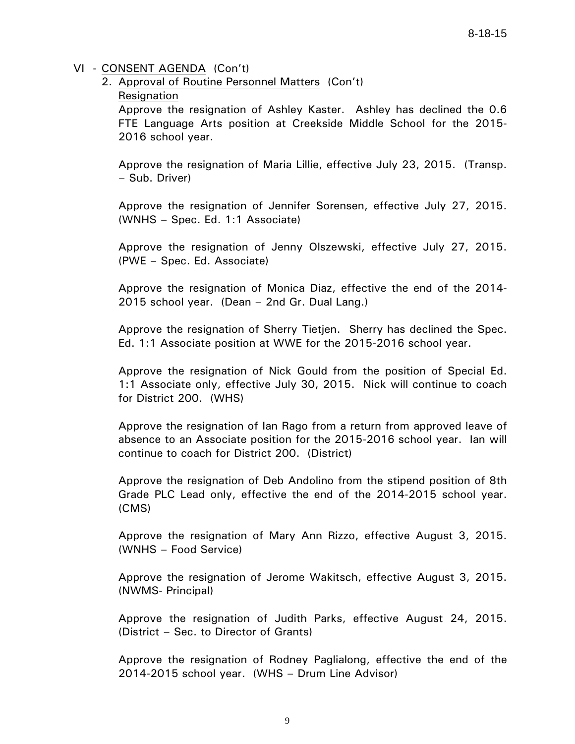VI - CONSENT AGENDA (Con't)

2. Approval of Routine Personnel Matters (Con't)

Resignation

Approve the resignation of Ashley Kaster. Ashley has declined the 0.6 FTE Language Arts position at Creekside Middle School for the 2015-2016 school year.

Approve the resignation of Maria Lillie, effective July 23, 2015. (Transp. – Sub. Driver)

Approve the resignation of Jennifer Sorensen, effective July 27, 2015. (WNHS – Spec. Ed. 1:1 Associate)

Approve the resignation of Jenny Olszewski, effective July 27, 2015. (PWE – Spec. Ed. Associate)

Approve the resignation of Monica Diaz, effective the end of the 2014-2015 school year. (Dean – 2nd Gr. Dual Lang.)

Approve the resignation of Sherry Tietjen. Sherry has declined the Spec. Ed. 1:1 Associate position at WWE for the 2015-2016 school year.

Approve the resignation of Nick Gould from the position of Special Ed. 1:1 Associate only, effective July 30, 2015. Nick will continue to coach for District 200. (WHS)

Approve the resignation of Ian Rago from a return from approved leave of absence to an Associate position for the 2015-2016 school year. Ian will continue to coach for District 200. (District)

Approve the resignation of Deb Andolino from the stipend position of 8th Grade PLC Lead only, effective the end of the 2014-2015 school year. (CMS)

Approve the resignation of Mary Ann Rizzo, effective August 3, 2015. (WNHS – Food Service)

Approve the resignation of Jerome Wakitsch, effective August 3, 2015. (NWMS- Principal)

Approve the resignation of Judith Parks, effective August 24, 2015. (District – Sec. to Director of Grants)

Approve the resignation of Rodney Paglialong, effective the end of the 2014-2015 school year. (WHS – Drum Line Advisor)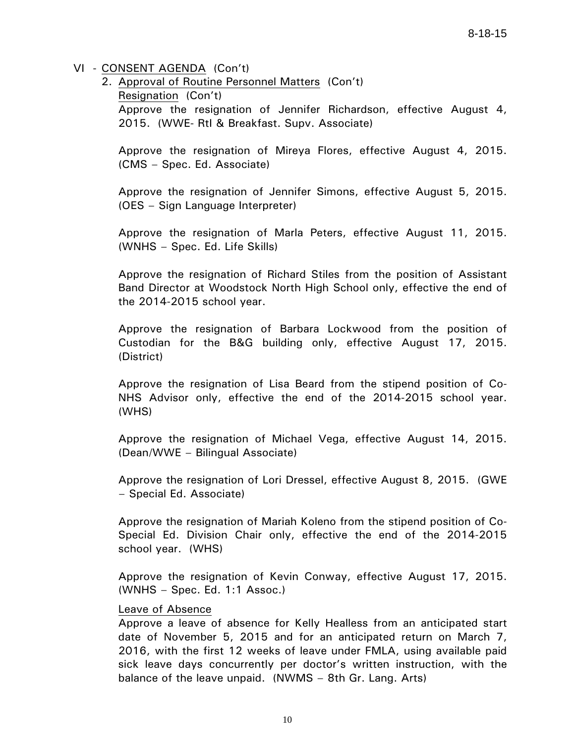VI - CONSENT AGENDA (Con't)

2. Approval of Routine Personnel Matters (Con't)

Resignation (Con't)

Approve the resignation of Jennifer Richardson, effective August 4, 2015. (WWE- RtI & Breakfast. Supv. Associate)

Approve the resignation of Mireya Flores, effective August 4, 2015. (CMS – Spec. Ed. Associate)

Approve the resignation of Jennifer Simons, effective August 5, 2015. (OES – Sign Language Interpreter)

Approve the resignation of Marla Peters, effective August 11, 2015. (WNHS – Spec. Ed. Life Skills)

Approve the resignation of Richard Stiles from the position of Assistant Band Director at Woodstock North High School only, effective the end of the 2014-2015 school year.

Approve the resignation of Barbara Lockwood from the position of Custodian for the B&G building only, effective August 17, 2015. (District)

Approve the resignation of Lisa Beard from the stipend position of Co-NHS Advisor only, effective the end of the 2014-2015 school year. (WHS)

Approve the resignation of Michael Vega, effective August 14, 2015. (Dean/WWE – Bilingual Associate)

Approve the resignation of Lori Dressel, effective August 8, 2015. (GWE – Special Ed. Associate)

Approve the resignation of Mariah Koleno from the stipend position of Co-Special Ed. Division Chair only, effective the end of the 2014-2015 school year. (WHS)

Approve the resignation of Kevin Conway, effective August 17, 2015. (WNHS – Spec. Ed. 1:1 Assoc.)

Leave of Absence

Approve a leave of absence for Kelly Healless from an anticipated start date of November 5, 2015 and for an anticipated return on March 7, 2016, with the first 12 weeks of leave under FMLA, using available paid sick leave days concurrently per doctor's written instruction, with the balance of the leave unpaid. (NWMS – 8th Gr. Lang. Arts)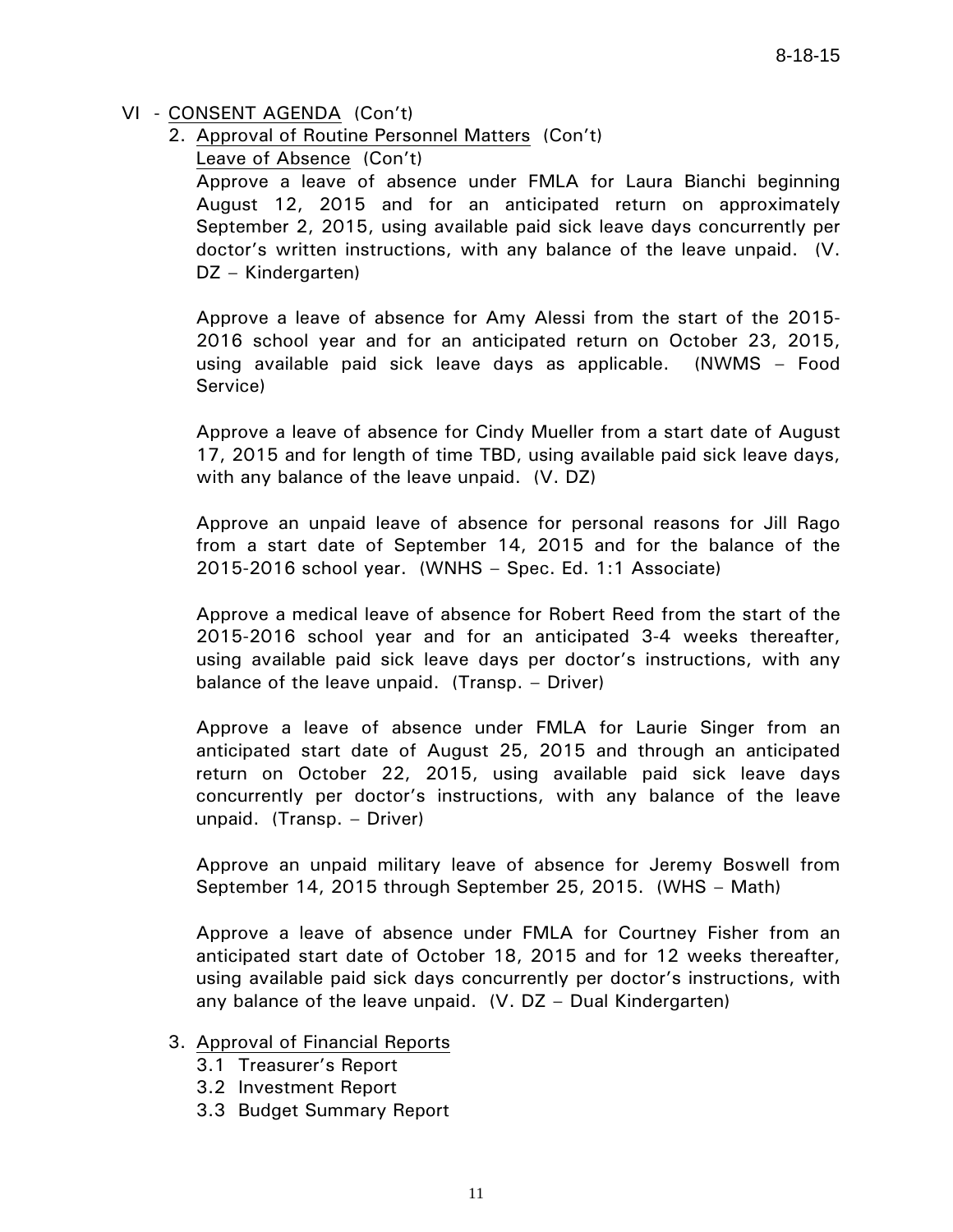VI - CONSENT AGENDA (Con't)

2. Approval of Routine Personnel Matters (Con't)

   Leave of Absence (Con't)

   Approve a leave of absence under FMLA for Laura Bianchi beginning August 12, 2015 and for an anticipated return on approximately September 2, 2015, using available paid sick leave days concurrently per doctor's written instructions, with any balance of the leave unpaid. (V. DZ – Kindergarten)

   Approve a leave of absence for Amy Alessi from the start of the 2015-2016 school year and for an anticipated return on October 23, 2015, using available paid sick leave days as applicable. (NWMS – Food Service)

   Approve a leave of absence for Cindy Mueller from a start date of August 17, 2015 and for length of time TBD, using available paid sick leave days, with any balance of the leave unpaid. (V. DZ)

   Approve an unpaid leave of absence for personal reasons for Jill Rago from a start date of September 14, 2015 and for the balance of the 2015-2016 school year. (WNHS – Spec. Ed. 1:1 Associate)

   Approve a medical leave of absence for Robert Reed from the start of the 2015-2016 school year and for an anticipated 3-4 weeks thereafter, using available paid sick leave days per doctor's instructions, with any balance of the leave unpaid. (Transp. – Driver)

   Approve a leave of absence under FMLA for Laurie Singer from an anticipated start date of August 25, 2015 and through an anticipated return on October 22, 2015, using available paid sick leave days concurrently per doctor's instructions, with any balance of the leave unpaid. (Transp. – Driver)

   Approve an unpaid military leave of absence for Jeremy Boswell from September 14, 2015 through September 25, 2015. (WHS – Math)

   Approve a leave of absence under FMLA for Courtney Fisher from an anticipated start date of October 18, 2015 and for 12 weeks thereafter, using available paid sick days concurrently per doctor's instructions, with any balance of the leave unpaid. (V. DZ – Dual Kindergarten)

3. Approval of Financial Reports
   - 3.1 Treasurer's Report
   - 3.2 Investment Report
   - 3.3 Budget Summary Report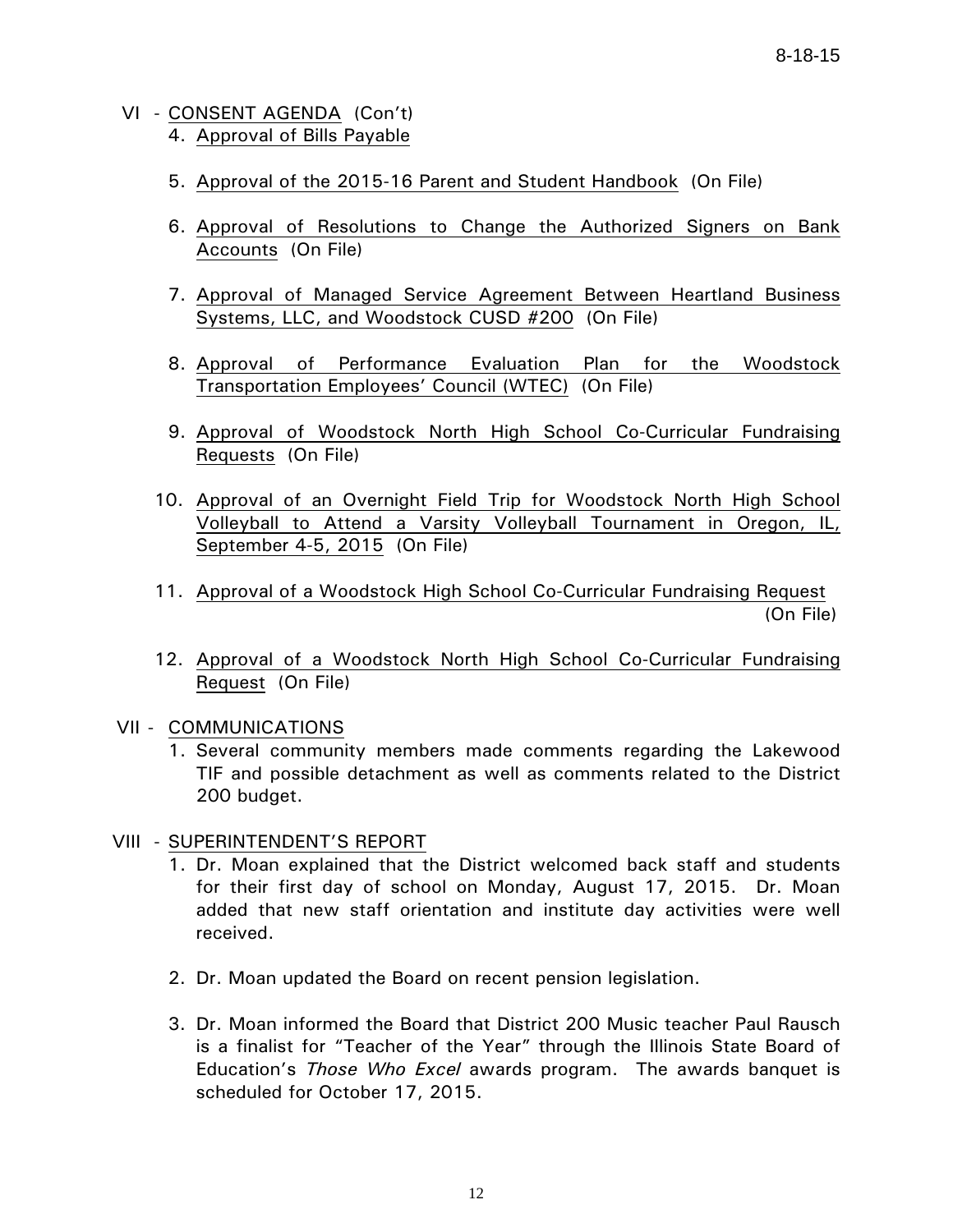VI - CONSENT AGENDA (Con't)

4. Approval of Bills Payable

5. Approval of the 2015-16 Parent and Student Handbook (On File)

6. Approval of Resolutions to Change the Authorized Signers on Bank Accounts (On File)

7. Approval of Managed Service Agreement Between Heartland Business Systems, LLC, and Woodstock CUSD #200 (On File)

8. Approval of Performance Evaluation Plan for the Woodstock Transportation Employees' Council (WTEC) (On File)

9. Approval of Woodstock North High School Co-Curricular Fundraising Requests (On File)

10. Approval of an Overnight Field Trip for Woodstock North High School Volleyball to Attend a Varsity Volleyball Tournament in Oregon, IL, September 4-5, 2015 (On File)

11. Approval of a Woodstock High School Co-Curricular Fundraising Request (On File)

12. Approval of a Woodstock North High School Co-Curricular Fundraising Request (On File)

VII - COMMUNICATIONS

1. Several community members made comments regarding the Lakewood TIF and possible detachment as well as comments related to the District 200 budget.

VIII - SUPERINTENDENT'S REPORT

1. Dr. Moan explained that the District welcomed back staff and students for their first day of school on Monday, August 17, 2015. Dr. Moan added that new staff orientation and institute day activities were well received.

2. Dr. Moan updated the Board on recent pension legislation.

3. Dr. Moan informed the Board that District 200 Music teacher Paul Rausch is a finalist for "Teacher of the Year" through the Illinois State Board of Education's *Those Who Excel* awards program. The awards banquet is scheduled for October 17, 2015.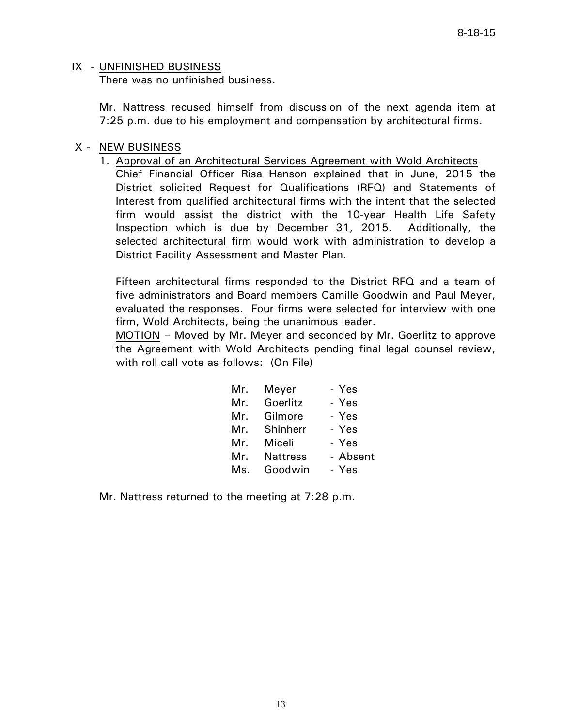## IX - UNFINISHED BUSINESS

There was no unfinished business.

Mr. Nattress recused himself from discussion of the next agenda item at 7:25 p.m. due to his employment and compensation by architectural firms.

## X - NEW BUSINESS

1. Approval of an Architectural Services Agreement with Wold Architects

   Chief Financial Officer Risa Hanson explained that in June, 2015 the District solicited Request for Qualifications (RFQ) and Statements of Interest from qualified architectural firms with the intent that the selected firm would assist the district with the 10-year Health Life Safety Inspection which is due by December 31, 2015. Additionally, the selected architectural firm would work with administration to develop a District Facility Assessment and Master Plan.

   Fifteen architectural firms responded to the District RFQ and a team of five administrators and Board members Camille Goodwin and Paul Meyer, evaluated the responses. Four firms were selected for interview with one firm, Wold Architects, being the unanimous leader.

   MOTION – Moved by Mr. Meyer and seconded by Mr. Goerlitz to approve the Agreement with Wold Architects pending final legal counsel review, with roll call vote as follows: (On File)

| | | |
|---|---|---|
| Mr. | Meyer | - Yes |
| Mr. | Goerlitz | - Yes |
| Mr. | Gilmore | - Yes |
| Mr. | Shinherr | - Yes |
| Mr. | Miceli | - Yes |
| Mr. | Nattress | - Absent |
| Ms. | Goodwin | - Yes |

Mr. Nattress returned to the meeting at 7:28 p.m.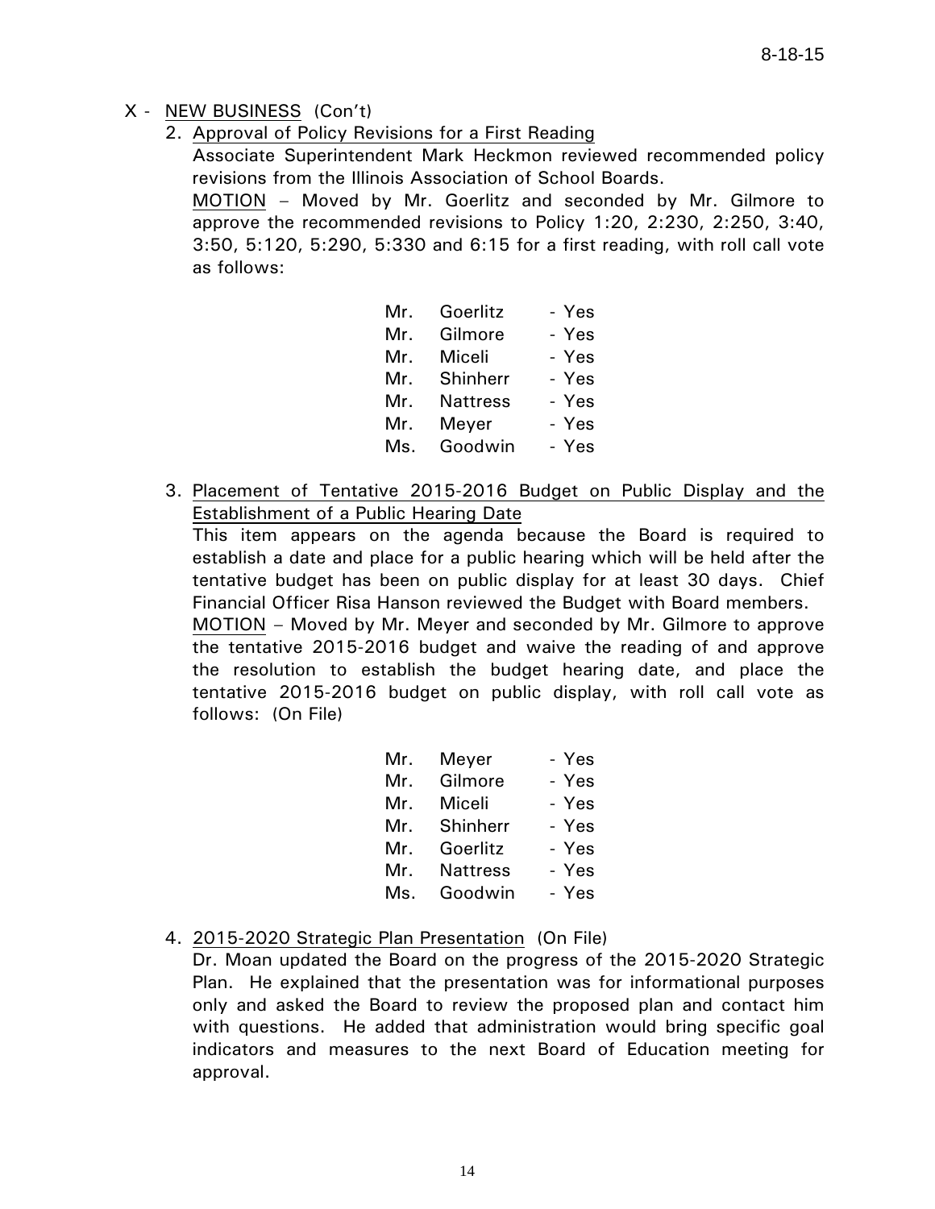## X - NEW BUSINESS (Con't)

2. Approval of Policy Revisions for a First Reading

   Associate Superintendent Mark Heckmon reviewed recommended policy revisions from the Illinois Association of School Boards.

   MOTION – Moved by Mr. Goerlitz and seconded by Mr. Gilmore to approve the recommended revisions to Policy 1:20, 2:230, 2:250, 3:40, 3:50, 5:120, 5:290, 5:330 and 6:15 for a first reading, with roll call vote as follows:

   | | | |
   |---|---|---|
   | Mr. | Goerlitz | - Yes |
   | Mr. | Gilmore | - Yes |
   | Mr. | Miceli | - Yes |
   | Mr. | Shinherr | - Yes |
   | Mr. | Nattress | - Yes |
   | Mr. | Meyer | - Yes |
   | Ms. | Goodwin | - Yes |

3. Placement of Tentative 2015-2016 Budget on Public Display and the Establishment of a Public Hearing Date

   This item appears on the agenda because the Board is required to establish a date and place for a public hearing which will be held after the tentative budget has been on public display for at least 30 days. Chief Financial Officer Risa Hanson reviewed the Budget with Board members.

   MOTION – Moved by Mr. Meyer and seconded by Mr. Gilmore to approve the tentative 2015-2016 budget and waive the reading of and approve the resolution to establish the budget hearing date, and place the tentative 2015-2016 budget on public display, with roll call vote as follows: (On File)

   | | | |
   |---|---|---|
   | Mr. | Meyer | - Yes |
   | Mr. | Gilmore | - Yes |
   | Mr. | Miceli | - Yes |
   | Mr. | Shinherr | - Yes |
   | Mr. | Goerlitz | - Yes |
   | Mr. | Nattress | - Yes |
   | Ms. | Goodwin | - Yes |

4. 2015-2020 Strategic Plan Presentation (On File)

   Dr. Moan updated the Board on the progress of the 2015-2020 Strategic Plan. He explained that the presentation was for informational purposes only and asked the Board to review the proposed plan and contact him with questions. He added that administration would bring specific goal indicators and measures to the next Board of Education meeting for approval.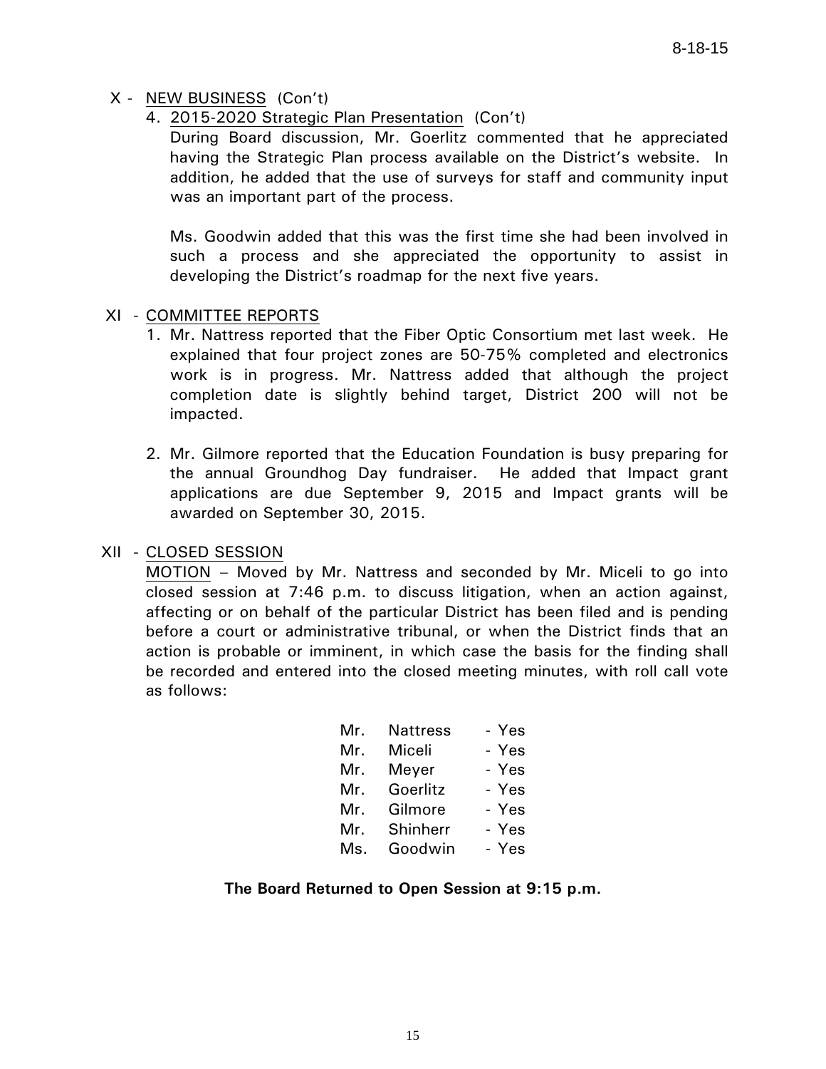X - NEW BUSINESS (Con't)

4. 2015-2020 Strategic Plan Presentation (Con't)

   During Board discussion, Mr. Goerlitz commented that he appreciated having the Strategic Plan process available on the District's website. In addition, he added that the use of surveys for staff and community input was an important part of the process.

   Ms. Goodwin added that this was the first time she had been involved in such a process and she appreciated the opportunity to assist in developing the District's roadmap for the next five years.

XI - COMMITTEE REPORTS

1. Mr. Nattress reported that the Fiber Optic Consortium met last week. He explained that four project zones are 50-75% completed and electronics work is in progress. Mr. Nattress added that although the project completion date is slightly behind target, District 200 will not be impacted.

2. Mr. Gilmore reported that the Education Foundation is busy preparing for the annual Groundhog Day fundraiser. He added that Impact grant applications are due September 9, 2015 and Impact grants will be awarded on September 30, 2015.

XII - CLOSED SESSION

MOTION – Moved by Mr. Nattress and seconded by Mr. Miceli to go into closed session at 7:46 p.m. to discuss litigation, when an action against, affecting or on behalf of the particular District has been filed and is pending before a court or administrative tribunal, or when the District finds that an action is probable or imminent, in which case the basis for the finding shall be recorded and entered into the closed meeting minutes, with roll call vote as follows:

| | | |
|---|---|---|
| Mr. | Nattress | - Yes |
| Mr. | Miceli | - Yes |
| Mr. | Meyer | - Yes |
| Mr. | Goerlitz | - Yes |
| Mr. | Gilmore | - Yes |
| Mr. | Shinherr | - Yes |
| Ms. | Goodwin | - Yes |

**The Board Returned to Open Session at 9:15 p.m.**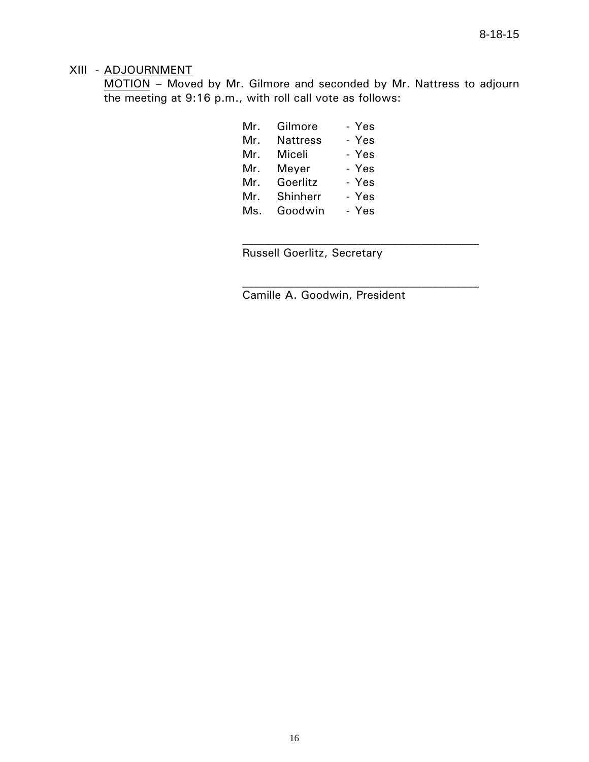XIII - ADJOURNMENT

MOTION – Moved by Mr. Gilmore and seconded by Mr. Nattress to adjourn the meeting at 9:16 p.m., with roll call vote as follows:

| | | |
|---|---|---|
| Mr. | Gilmore | - Yes |
| Mr. | Nattress | - Yes |
| Mr. | Miceli | - Yes |
| Mr. | Meyer | - Yes |
| Mr. | Goerlitz | - Yes |
| Mr. | Shinherr | - Yes |
| Ms. | Goodwin | - Yes |

\_\_\_\_\_\_\_\_\_\_\_\_\_\_\_\_\_\_\_\_\_\_\_\_\_\_\_\_\_\_\_\_\_\_\_\_\_\_\_\_

Russell Goerlitz, Secretary

\_\_\_\_\_\_\_\_\_\_\_\_\_\_\_\_\_\_\_\_\_\_\_\_\_\_\_\_\_\_\_\_\_\_\_\_\_\_\_\_

Camille A. Goodwin, President